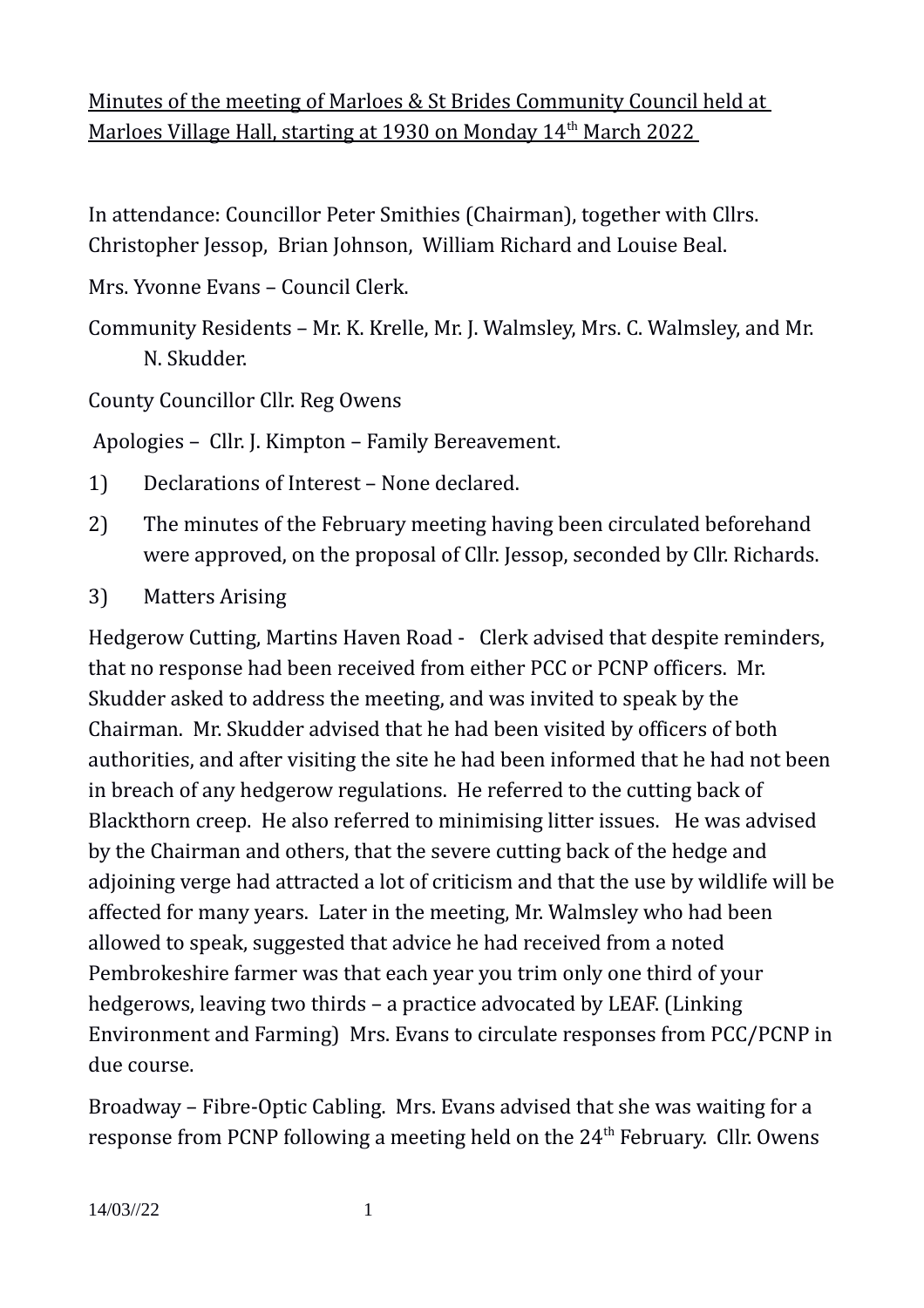Minutes of the meeting of Marloes & St Brides Community Council held at Marloes Village Hall, starting at 1930 on Monday 14th March 2022

In attendance: Councillor Peter Smithies (Chairman), together with Cllrs. Christopher Jessop, Brian Johnson, William Richard and Louise Beal.

Mrs. Yvonne Evans – Council Clerk.

Community Residents – Mr. K. Krelle, Mr. J. Walmsley, Mrs. C. Walmsley, and Mr. N. Skudder.

County Councillor Cllr. Reg Owens

Apologies – Cllr. J. Kimpton – Family Bereavement.

1) Declarations of Interest – None declared.
2) The minutes of the February meeting having been circulated beforehand were approved, on the proposal of Cllr. Jessop, seconded by Cllr. Richards.
3) Matters Arising

Hedgerow Cutting, Martins Haven Road - Clerk advised that despite reminders, that no response had been received from either PCC or PCNP officers. Mr. Skudder asked to address the meeting, and was invited to speak by the Chairman. Mr. Skudder advised that he had been visited by officers of both authorities, and after visiting the site he had been informed that he had not been in breach of any hedgerow regulations. He referred to the cutting back of Blackthorn creep. He also referred to minimising litter issues. He was advised by the Chairman and others, that the severe cutting back of the hedge and adjoining verge had attracted a lot of criticism and that the use by wildlife will be affected for many years. Later in the meeting, Mr. Walmsley who had been allowed to speak, suggested that advice he had received from a noted Pembrokeshire farmer was that each year you trim only one third of your hedgerows, leaving two thirds – a practice advocated by LEAF. (Linking Environment and Farming) Mrs. Evans to circulate responses from PCC/PCNP in due course.

Broadway – Fibre-Optic Cabling. Mrs. Evans advised that she was waiting for a response from PCNP following a meeting held on the 24th February. Cllr. Owens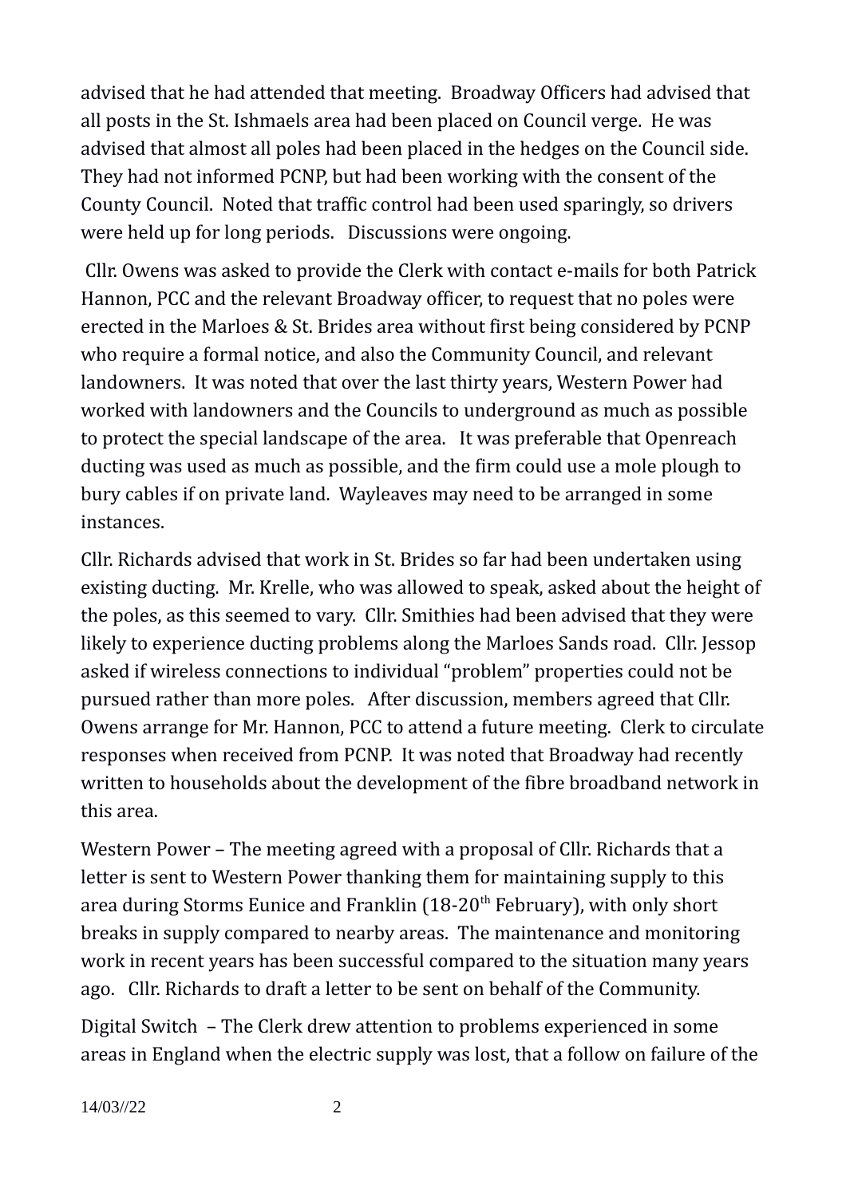advised that he had attended that meeting. Broadway Officers had advised that all posts in the St. Ishmaels area had been placed on Council verge. He was advised that almost all poles had been placed in the hedges on the Council side. They had not informed PCNP, but had been working with the consent of the County Council. Noted that traffic control had been used sparingly, so drivers were held up for long periods. Discussions were ongoing.

Cllr. Owens was asked to provide the Clerk with contact e-mails for both Patrick Hannon, PCC and the relevant Broadway officer, to request that no poles were erected in the Marloes & St. Brides area without first being considered by PCNP who require a formal notice, and also the Community Council, and relevant landowners. It was noted that over the last thirty years, Western Power had worked with landowners and the Councils to underground as much as possible to protect the special landscape of the area. It was preferable that Openreach ducting was used as much as possible, and the firm could use a mole plough to bury cables if on private land. Wayleaves may need to be arranged in some instances.

Cllr. Richards advised that work in St. Brides so far had been undertaken using existing ducting. Mr. Krelle, who was allowed to speak, asked about the height of the poles, as this seemed to vary. Cllr. Smithies had been advised that they were likely to experience ducting problems along the Marloes Sands road. Cllr. Jessop asked if wireless connections to individual "problem" properties could not be pursued rather than more poles. After discussion, members agreed that Cllr. Owens arrange for Mr. Hannon, PCC to attend a future meeting. Clerk to circulate responses when received from PCNP. It was noted that Broadway had recently written to households about the development of the fibre broadband network in this area.

Western Power – The meeting agreed with a proposal of Cllr. Richards that a letter is sent to Western Power thanking them for maintaining supply to this area during Storms Eunice and Franklin (18-20th February), with only short breaks in supply compared to nearby areas. The maintenance and monitoring work in recent years has been successful compared to the situation many years ago. Cllr. Richards to draft a letter to be sent on behalf of the Community.

Digital Switch – The Clerk drew attention to problems experienced in some areas in England when the electric supply was lost, that a follow on failure of the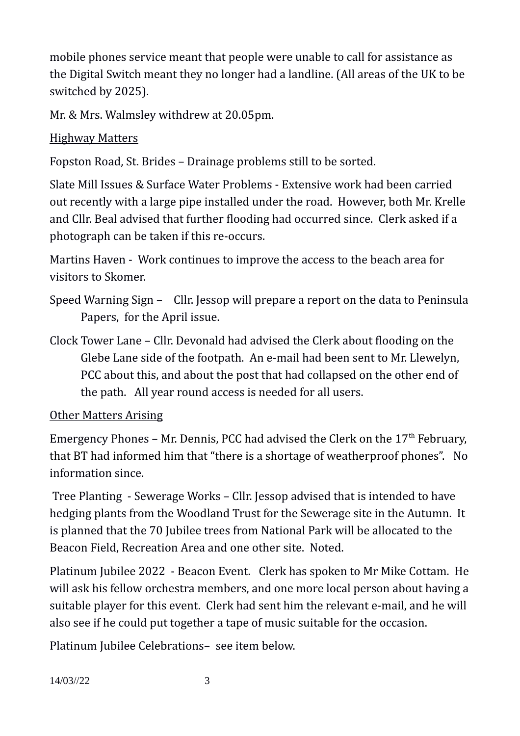mobile phones service meant that people were unable to call for assistance as the Digital Switch meant they no longer had a landline. (All areas of the UK to be switched by 2025).

Mr. & Mrs. Walmsley withdrew at 20.05pm.

<u>Highway Matters</u>

Fopston Road, St. Brides – Drainage problems still to be sorted.

Slate Mill Issues & Surface Water Problems - Extensive work had been carried out recently with a large pipe installed under the road. However, both Mr. Krelle and Cllr. Beal advised that further flooding had occurred since. Clerk asked if a photograph can be taken if this re-occurs.

Martins Haven - Work continues to improve the access to the beach area for visitors to Skomer.

Speed Warning Sign – Cllr. Jessop will prepare a report on the data to Peninsula Papers, for the April issue.

Clock Tower Lane – Cllr. Devonald had advised the Clerk about flooding on the Glebe Lane side of the footpath. An e-mail had been sent to Mr. Llewelyn, PCC about this, and about the post that had collapsed on the other end of the path. All year round access is needed for all users.

<u>Other Matters Arising</u>

Emergency Phones – Mr. Dennis, PCC had advised the Clerk on the 17th February, that BT had informed him that "there is a shortage of weatherproof phones". No information since.

Tree Planting - Sewerage Works – Cllr. Jessop advised that is intended to have hedging plants from the Woodland Trust for the Sewerage site in the Autumn. It is planned that the 70 Jubilee trees from National Park will be allocated to the Beacon Field, Recreation Area and one other site. Noted.

Platinum Jubilee 2022 - Beacon Event. Clerk has spoken to Mr Mike Cottam. He will ask his fellow orchestra members, and one more local person about having a suitable player for this event. Clerk had sent him the relevant e-mail, and he will also see if he could put together a tape of music suitable for the occasion.

Platinum Jubilee Celebrations– see item below.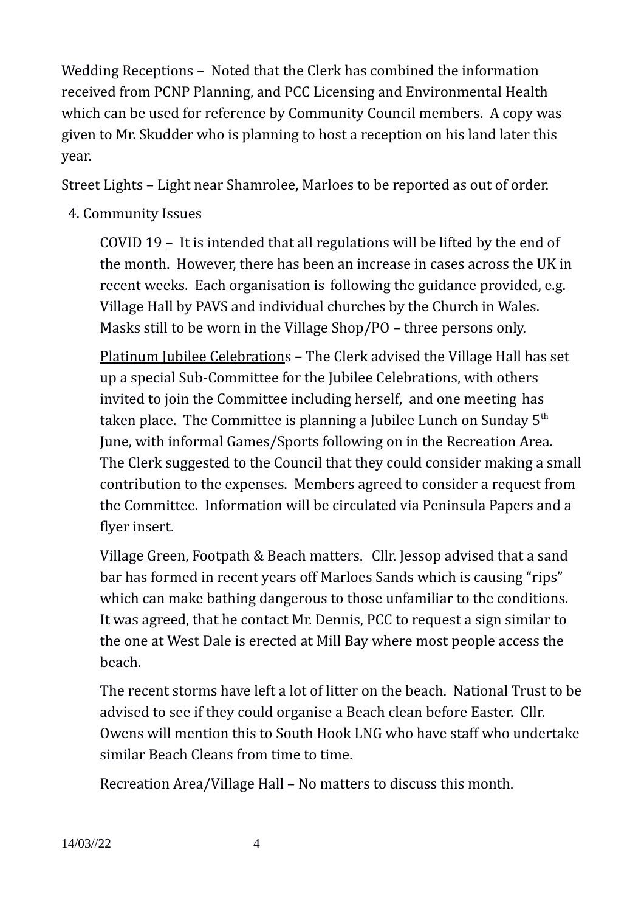Wedding Receptions – Noted that the Clerk has combined the information received from PCNP Planning, and PCC Licensing and Environmental Health which can be used for reference by Community Council members. A copy was given to Mr. Skudder who is planning to host a reception on his land later this year.

Street Lights – Light near Shamrolee, Marloes to be reported as out of order.

4. Community Issues

   COVID 19 – It is intended that all regulations will be lifted by the end of the month. However, there has been an increase in cases across the UK in recent weeks. Each organisation is following the guidance provided, e.g. Village Hall by PAVS and individual churches by the Church in Wales. Masks still to be worn in the Village Shop/PO – three persons only.

   Platinum Jubilee Celebrations – The Clerk advised the Village Hall has set up a special Sub-Committee for the Jubilee Celebrations, with others invited to join the Committee including herself, and one meeting has taken place. The Committee is planning a Jubilee Lunch on Sunday 5th June, with informal Games/Sports following on in the Recreation Area. The Clerk suggested to the Council that they could consider making a small contribution to the expenses. Members agreed to consider a request from the Committee. Information will be circulated via Peninsula Papers and a flyer insert.

   Village Green, Footpath & Beach matters. Cllr. Jessop advised that a sand bar has formed in recent years off Marloes Sands which is causing "rips" which can make bathing dangerous to those unfamiliar to the conditions. It was agreed, that he contact Mr. Dennis, PCC to request a sign similar to the one at West Dale is erected at Mill Bay where most people access the beach.

   The recent storms have left a lot of litter on the beach. National Trust to be advised to see if they could organise a Beach clean before Easter. Cllr. Owens will mention this to South Hook LNG who have staff who undertake similar Beach Cleans from time to time.

   Recreation Area/Village Hall – No matters to discuss this month.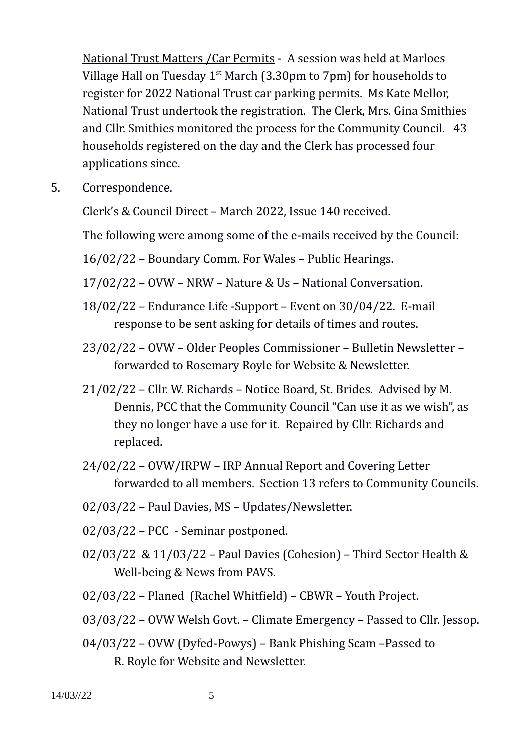National Trust Matters /Car Permits - A session was held at Marloes Village Hall on Tuesday 1st March (3.30pm to 7pm) for households to register for 2022 National Trust car parking permits. Ms Kate Mellor, National Trust undertook the registration. The Clerk, Mrs. Gina Smithies and Cllr. Smithies monitored the process for the Community Council. 43 households registered on the day and the Clerk has processed four applications since.

5. Correspondence.

Clerk's & Council Direct – March 2022, Issue 140 received.

The following were among some of the e-mails received by the Council:

16/02/22 – Boundary Comm. For Wales – Public Hearings.

17/02/22 – OVW – NRW – Nature & Us – National Conversation.

18/02/22 – Endurance Life -Support – Event on 30/04/22. E-mail response to be sent asking for details of times and routes.

23/02/22 – OVW – Older Peoples Commissioner – Bulletin Newsletter – forwarded to Rosemary Royle for Website & Newsletter.

21/02/22 – Cllr. W. Richards – Notice Board, St. Brides. Advised by M. Dennis, PCC that the Community Council "Can use it as we wish", as they no longer have a use for it. Repaired by Cllr. Richards and replaced.

24/02/22 – OVW/IRPW – IRP Annual Report and Covering Letter forwarded to all members. Section 13 refers to Community Councils.

02/03/22 – Paul Davies, MS – Updates/Newsletter.

02/03/22 – PCC - Seminar postponed.

02/03/22 & 11/03/22 – Paul Davies (Cohesion) – Third Sector Health & Well-being & News from PAVS.

02/03/22 – Planed (Rachel Whitfield) – CBWR – Youth Project.

03/03/22 – OVW Welsh Govt. – Climate Emergency – Passed to Cllr. Jessop.

04/03/22 – OVW (Dyfed-Powys) – Bank Phishing Scam –Passed to R. Royle for Website and Newsletter.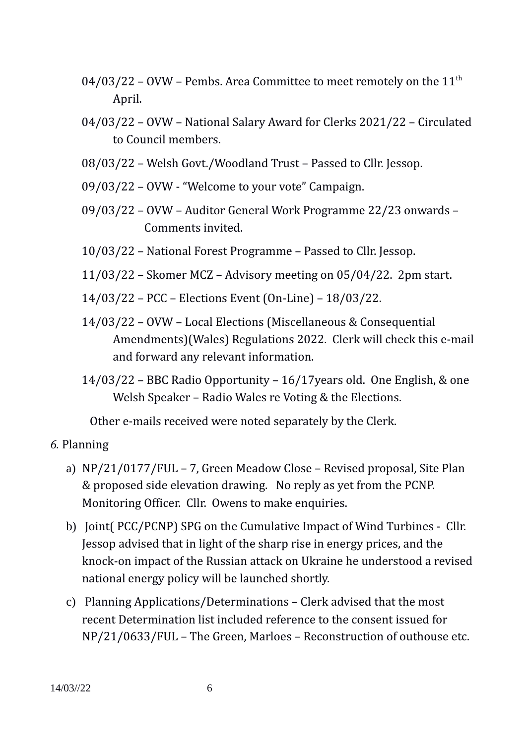04/03/22 – OVW – Pembs. Area Committee to meet remotely on the 11th April.

04/03/22 – OVW – National Salary Award for Clerks 2021/22 – Circulated to Council members.

08/03/22 – Welsh Govt./Woodland Trust – Passed to Cllr. Jessop.

09/03/22 – OVW - "Welcome to your vote" Campaign.

09/03/22 – OVW – Auditor General Work Programme 22/23 onwards – Comments invited.

10/03/22 – National Forest Programme – Passed to Cllr. Jessop.

11/03/22 – Skomer MCZ – Advisory meeting on 05/04/22. 2pm start.

14/03/22 – PCC – Elections Event (On-Line) – 18/03/22.

14/03/22 – OVW – Local Elections (Miscellaneous & Consequential Amendments)(Wales) Regulations 2022. Clerk will check this e-mail and forward any relevant information.

14/03/22 – BBC Radio Opportunity – 16/17years old. One English, & one Welsh Speaker – Radio Wales re Voting & the Elections.

Other e-mails received were noted separately by the Clerk.

*6.* Planning

a) NP/21/0177/FUL – 7, Green Meadow Close – Revised proposal, Site Plan & proposed side elevation drawing. No reply as yet from the PCNP. Monitoring Officer. Cllr. Owens to make enquiries.

b) Joint( PCC/PCNP) SPG on the Cumulative Impact of Wind Turbines - Cllr. Jessop advised that in light of the sharp rise in energy prices, and the knock-on impact of the Russian attack on Ukraine he understood a revised national energy policy will be launched shortly.

c) Planning Applications/Determinations – Clerk advised that the most recent Determination list included reference to the consent issued for NP/21/0633/FUL – The Green, Marloes – Reconstruction of outhouse etc.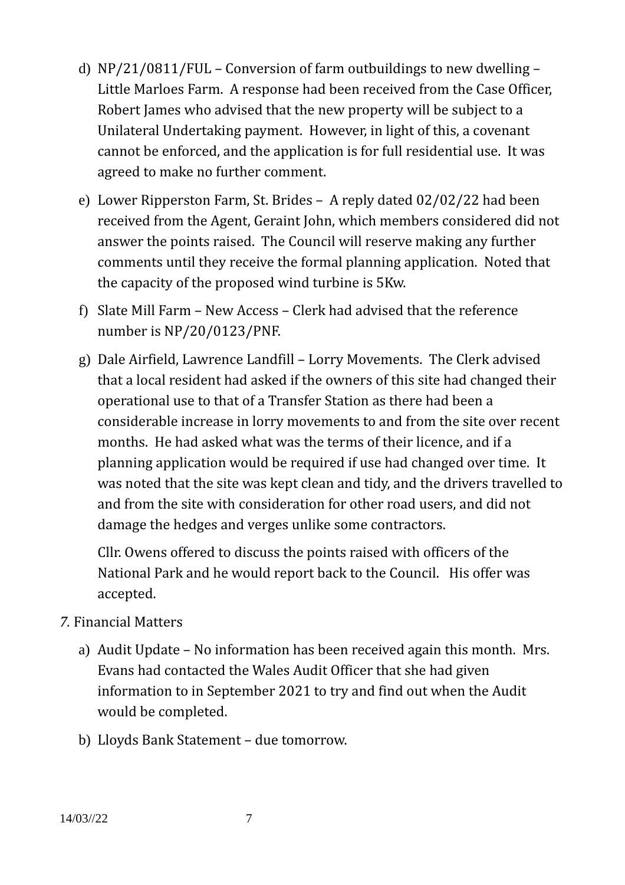d) NP/21/0811/FUL – Conversion of farm outbuildings to new dwelling – Little Marloes Farm. A response had been received from the Case Officer, Robert James who advised that the new property will be subject to a Unilateral Undertaking payment. However, in light of this, a covenant cannot be enforced, and the application is for full residential use. It was agreed to make no further comment.

e) Lower Ripperston Farm, St. Brides – A reply dated 02/02/22 had been received from the Agent, Geraint John, which members considered did not answer the points raised. The Council will reserve making any further comments until they receive the formal planning application. Noted that the capacity of the proposed wind turbine is 5Kw.

f) Slate Mill Farm – New Access – Clerk had advised that the reference number is NP/20/0123/PNF.

g) Dale Airfield, Lawrence Landfill – Lorry Movements. The Clerk advised that a local resident had asked if the owners of this site had changed their operational use to that of a Transfer Station as there had been a considerable increase in lorry movements to and from the site over recent months. He had asked what was the terms of their licence, and if a planning application would be required if use had changed over time. It was noted that the site was kept clean and tidy, and the drivers travelled to and from the site with consideration for other road users, and did not damage the hedges and verges unlike some contractors.

   Cllr. Owens offered to discuss the points raised with officers of the National Park and he would report back to the Council. His offer was accepted.

*7.* Financial Matters

a) Audit Update – No information has been received again this month. Mrs. Evans had contacted the Wales Audit Officer that she had given information to in September 2021 to try and find out when the Audit would be completed.

b) Lloyds Bank Statement – due tomorrow.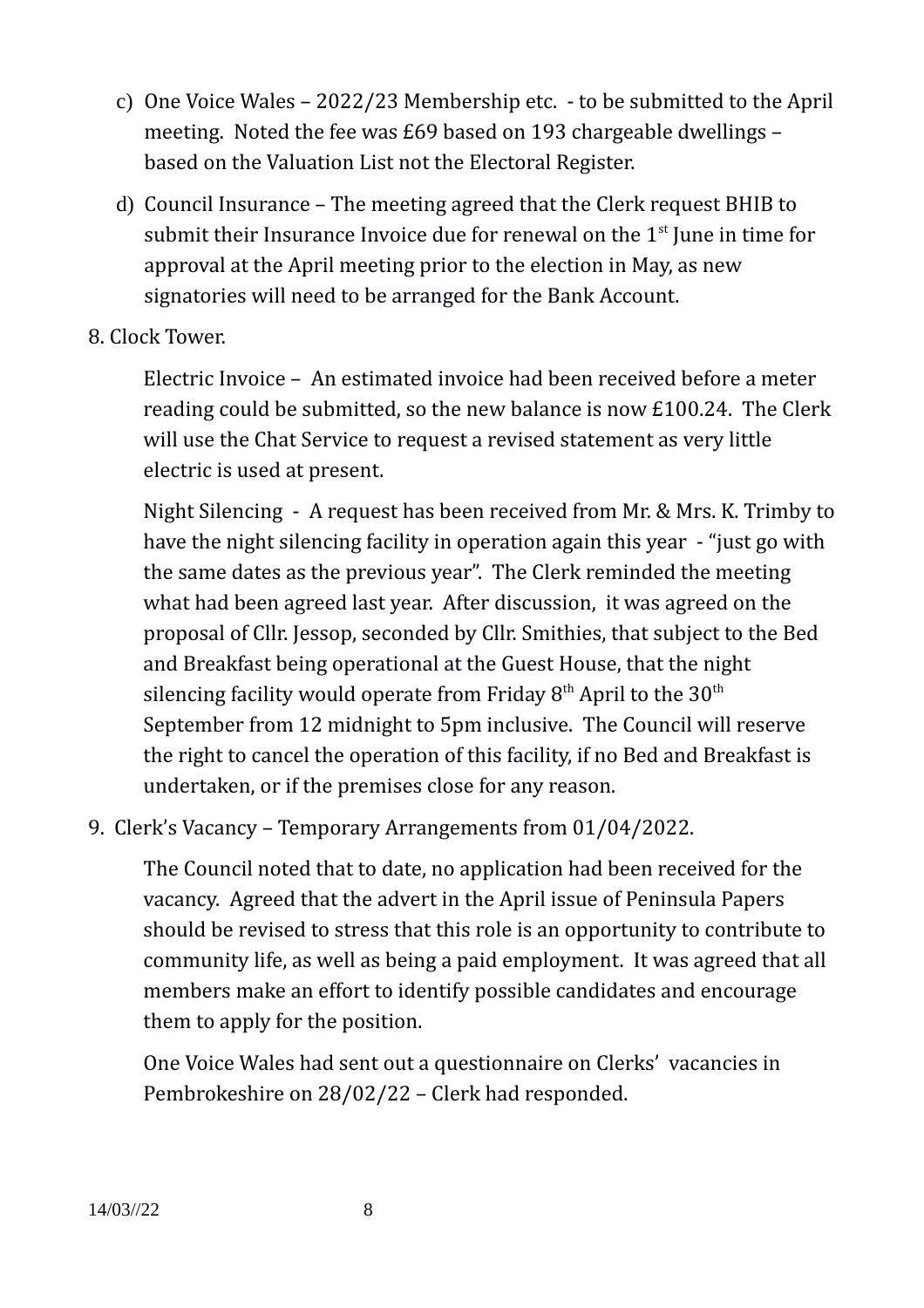c) One Voice Wales – 2022/23 Membership etc. - to be submitted to the April meeting. Noted the fee was £69 based on 193 chargeable dwellings – based on the Valuation List not the Electoral Register.

d) Council Insurance – The meeting agreed that the Clerk request BHIB to submit their Insurance Invoice due for renewal on the 1st June in time for approval at the April meeting prior to the election in May, as new signatories will need to be arranged for the Bank Account.

8. Clock Tower.

Electric Invoice – An estimated invoice had been received before a meter reading could be submitted, so the new balance is now £100.24. The Clerk will use the Chat Service to request a revised statement as very little electric is used at present.

Night Silencing - A request has been received from Mr. & Mrs. K. Trimby to have the night silencing facility in operation again this year - "just go with the same dates as the previous year". The Clerk reminded the meeting what had been agreed last year. After discussion, it was agreed on the proposal of Cllr. Jessop, seconded by Cllr. Smithies, that subject to the Bed and Breakfast being operational at the Guest House, that the night silencing facility would operate from Friday 8th April to the 30th September from 12 midnight to 5pm inclusive. The Council will reserve the right to cancel the operation of this facility, if no Bed and Breakfast is undertaken, or if the premises close for any reason.

9. Clerk's Vacancy – Temporary Arrangements from 01/04/2022.

The Council noted that to date, no application had been received for the vacancy. Agreed that the advert in the April issue of Peninsula Papers should be revised to stress that this role is an opportunity to contribute to community life, as well as being a paid employment. It was agreed that all members make an effort to identify possible candidates and encourage them to apply for the position.

One Voice Wales had sent out a questionnaire on Clerks' vacancies in Pembrokeshire on 28/02/22 – Clerk had responded.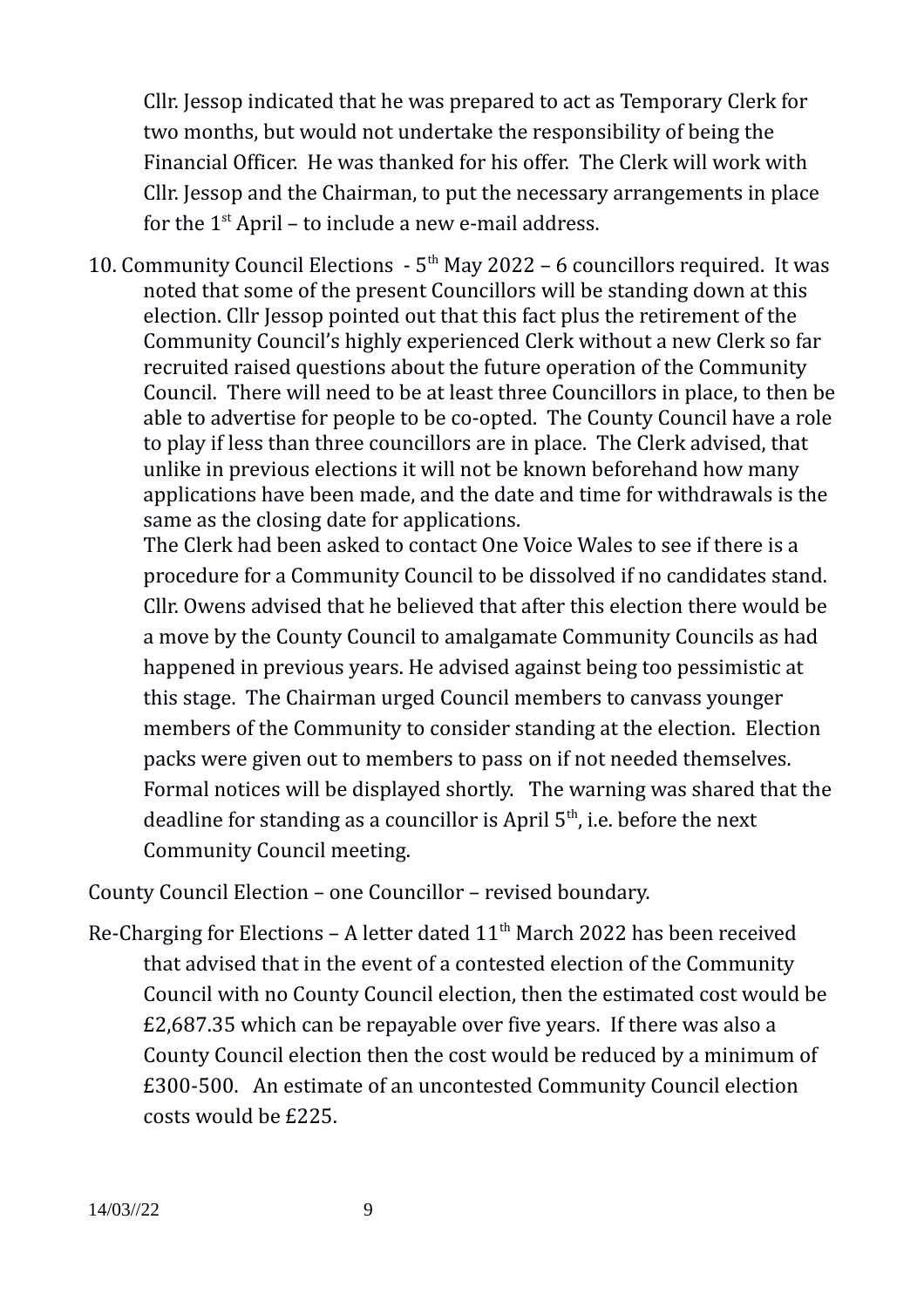Cllr. Jessop indicated that he was prepared to act as Temporary Clerk for two months, but would not undertake the responsibility of being the Financial Officer. He was thanked for his offer. The Clerk will work with Cllr. Jessop and the Chairman, to put the necessary arrangements in place for the 1st April – to include a new e-mail address.

10. Community Council Elections - 5th May 2022 – 6 councillors required. It was noted that some of the present Councillors will be standing down at this election. Cllr Jessop pointed out that this fact plus the retirement of the Community Council's highly experienced Clerk without a new Clerk so far recruited raised questions about the future operation of the Community Council. There will need to be at least three Councillors in place, to then be able to advertise for people to be co-opted. The County Council have a role to play if less than three councillors are in place. The Clerk advised, that unlike in previous elections it will not be known beforehand how many applications have been made, and the date and time for withdrawals is the same as the closing date for applications.

    The Clerk had been asked to contact One Voice Wales to see if there is a procedure for a Community Council to be dissolved if no candidates stand. Cllr. Owens advised that he believed that after this election there would be a move by the County Council to amalgamate Community Councils as had happened in previous years. He advised against being too pessimistic at this stage. The Chairman urged Council members to canvass younger members of the Community to consider standing at the election. Election packs were given out to members to pass on if not needed themselves. Formal notices will be displayed shortly. The warning was shared that the deadline for standing as a councillor is April 5th, i.e. before the next Community Council meeting.

County Council Election – one Councillor – revised boundary.

Re-Charging for Elections – A letter dated 11th March 2022 has been received that advised that in the event of a contested election of the Community Council with no County Council election, then the estimated cost would be £2,687.35 which can be repayable over five years. If there was also a County Council election then the cost would be reduced by a minimum of £300-500. An estimate of an uncontested Community Council election costs would be £225.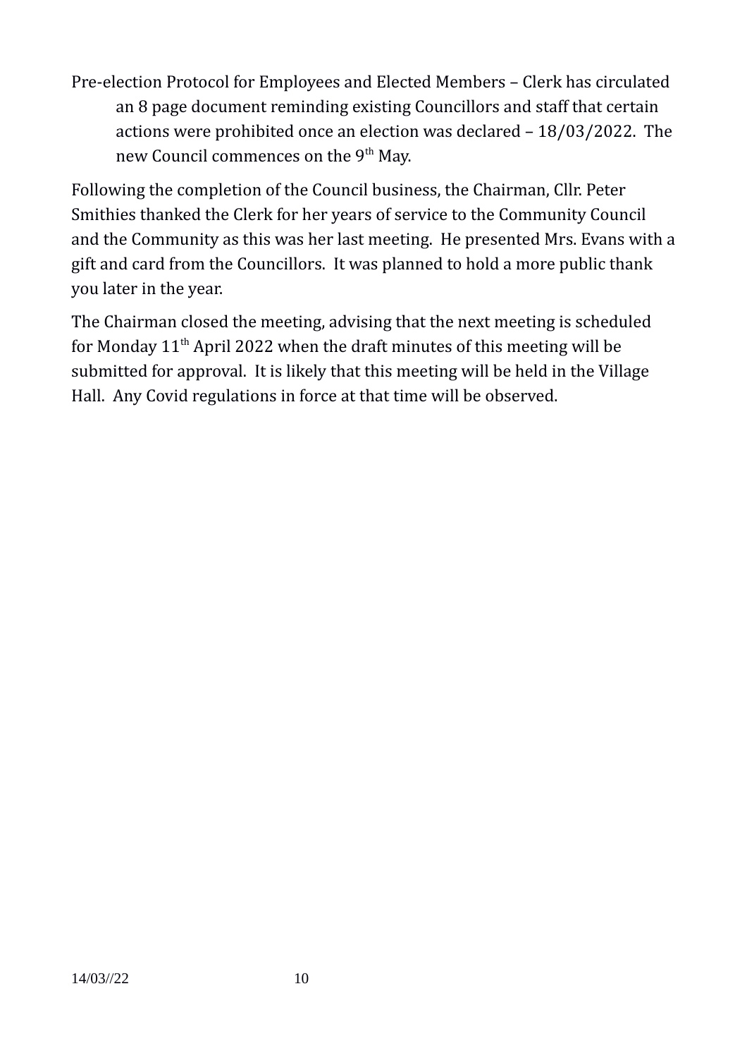Pre-election Protocol for Employees and Elected Members – Clerk has circulated an 8 page document reminding existing Councillors and staff that certain actions were prohibited once an election was declared – 18/03/2022. The new Council commences on the 9th May.

Following the completion of the Council business, the Chairman, Cllr. Peter Smithies thanked the Clerk for her years of service to the Community Council and the Community as this was her last meeting. He presented Mrs. Evans with a gift and card from the Councillors. It was planned to hold a more public thank you later in the year.

The Chairman closed the meeting, advising that the next meeting is scheduled for Monday 11th April 2022 when the draft minutes of this meeting will be submitted for approval. It is likely that this meeting will be held in the Village Hall. Any Covid regulations in force at that time will be observed.